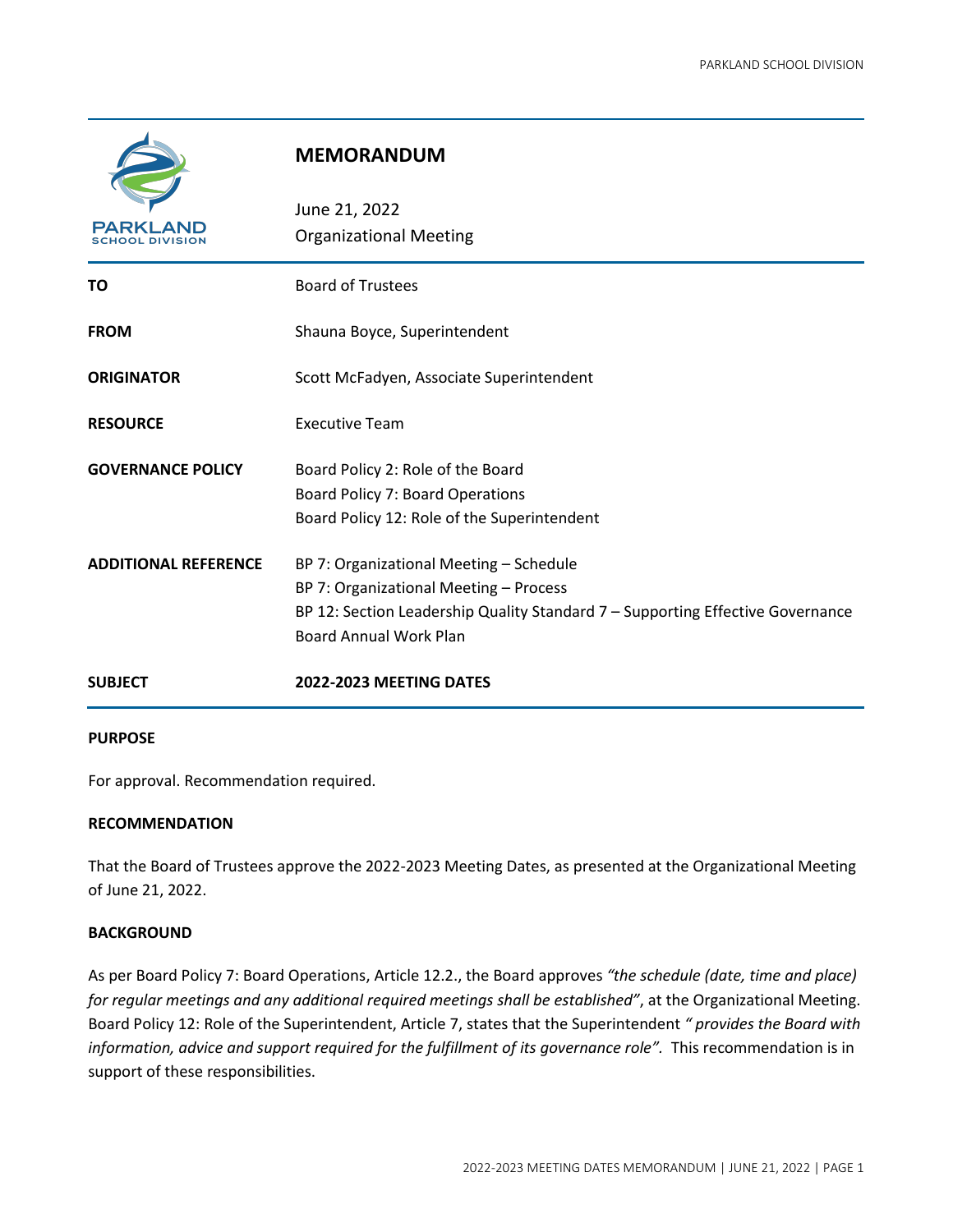# MEMORANDUM

June 21, 2022
Organizational Meeting

| | |
|---|---|
| **TO** | Board of Trustees |
| **FROM** | Shauna Boyce, Superintendent |
| **ORIGINATOR** | Scott McFadyen, Associate Superintendent |
| **RESOURCE** | Executive Team |
| **GOVERNANCE POLICY** | Board Policy 2: Role of the Board<br>Board Policy 7: Board Operations<br>Board Policy 12: Role of the Superintendent |
| **ADDITIONAL REFERENCE** | BP 7: Organizational Meeting – Schedule<br>BP 7: Organizational Meeting – Process<br>BP 12: Section Leadership Quality Standard 7 – Supporting Effective Governance<br>Board Annual Work Plan |
| **SUBJECT** | **2022-2023 MEETING DATES** |

**PURPOSE**

For approval. Recommendation required.

**RECOMMENDATION**

That the Board of Trustees approve the 2022-2023 Meeting Dates, as presented at the Organizational Meeting of June 21, 2022.

**BACKGROUND**

As per Board Policy 7: Board Operations, Article 12.2., the Board approves *"the schedule (date, time and place) for regular meetings and any additional required meetings shall be established"*, at the Organizational Meeting. Board Policy 12: Role of the Superintendent, Article 7, states that the Superintendent *" provides the Board with information, advice and support required for the fulfillment of its governance role"*. This recommendation is in support of these responsibilities.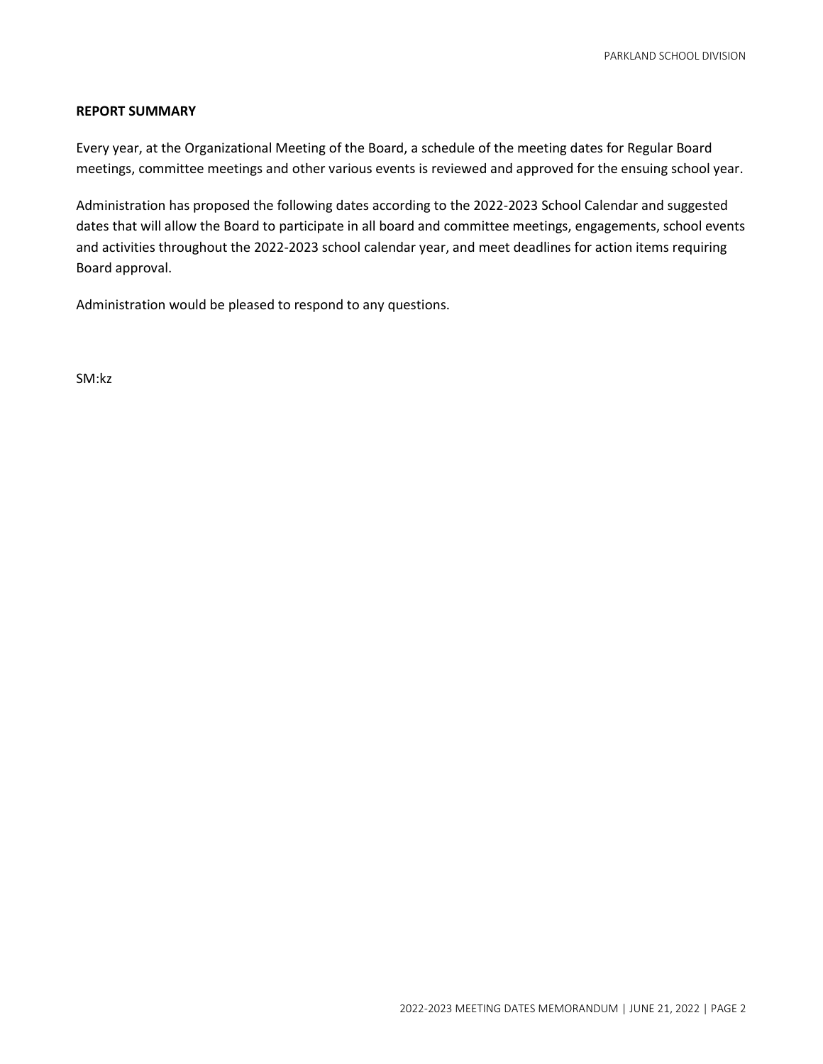**REPORT SUMMARY**

Every year, at the Organizational Meeting of the Board, a schedule of the meeting dates for Regular Board meetings, committee meetings and other various events is reviewed and approved for the ensuing school year.

Administration has proposed the following dates according to the 2022-2023 School Calendar and suggested dates that will allow the Board to participate in all board and committee meetings, engagements, school events and activities throughout the 2022-2023 school calendar year, and meet deadlines for action items requiring Board approval.

Administration would be pleased to respond to any questions.

SM:kz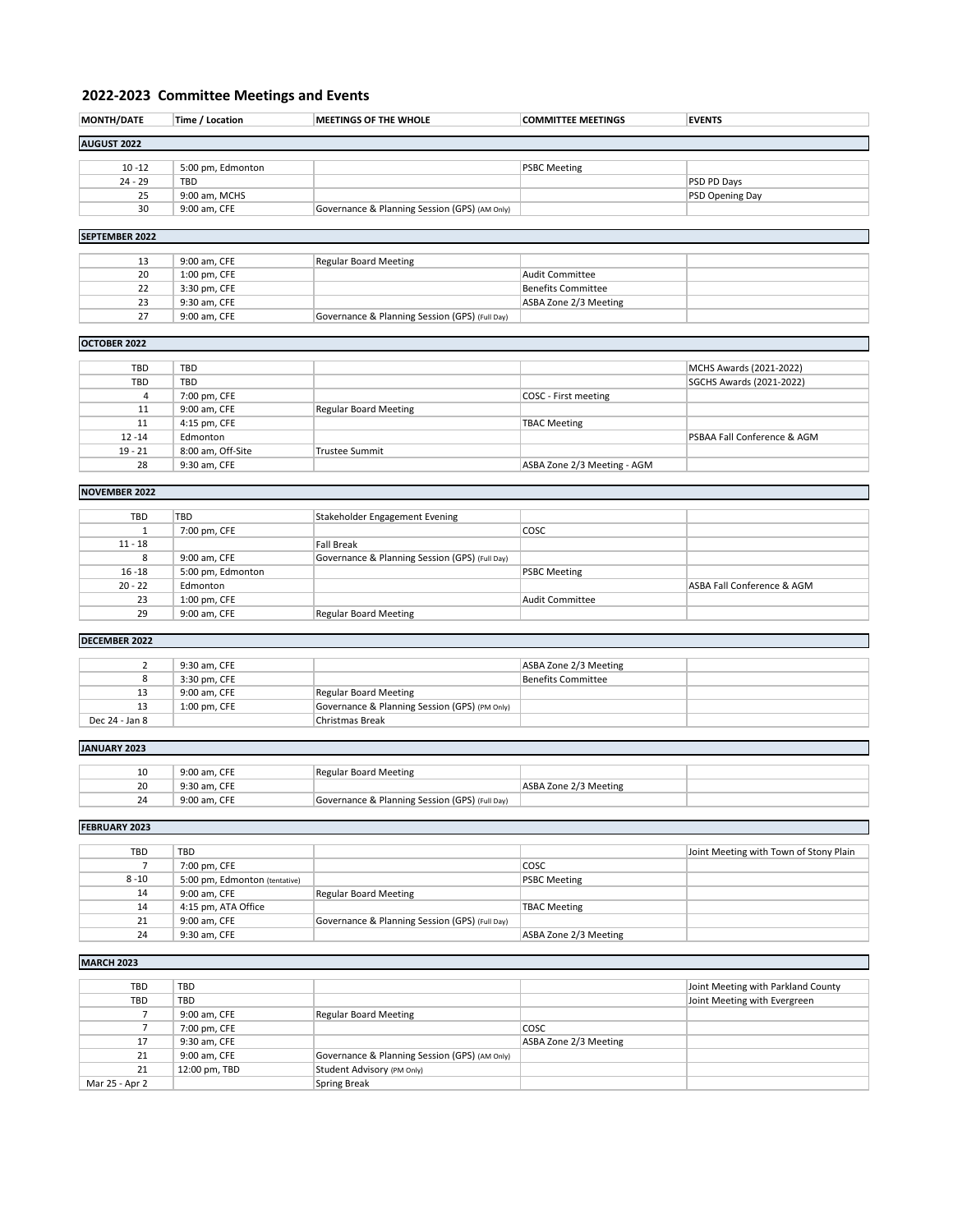## 2022-2023 Committee Meetings and Events

| MONTH/DATE | Time / Location | MEETINGS OF THE WHOLE | COMMITTEE MEETINGS | EVENTS |
|---|---|---|---|---|
| **AUGUST 2022** | | | | |
| 10 -12 | 5:00 pm, Edmonton | | PSBC Meeting | |
| 24 - 29 | TBD | | | PSD PD Days |
| 25 | 9:00 am, MCHS | | | PSD Opening Day |
| 30 | 9:00 am, CFE | Governance & Planning Session (GPS) (AM Only) | | |
| **SEPTEMBER 2022** | | | | |
| 13 | 9:00 am, CFE | Regular Board Meeting | | |
| 20 | 1:00 pm, CFE | | Audit Committee | |
| 22 | 3:30 pm, CFE | | Benefits Committee | |
| 23 | 9:30 am, CFE | | ASBA Zone 2/3 Meeting | |
| 27 | 9:00 am, CFE | Governance & Planning Session (GPS) (Full Day) | | |
| **OCTOBER 2022** | | | | |
| TBD | TBD | | | MCHS Awards (2021-2022) |
| TBD | TBD | | | SGCHS Awards (2021-2022) |
| 4 | 7:00 pm, CFE | | COSC - First meeting | |
| 11 | 9:00 am, CFE | Regular Board Meeting | | |
| 11 | 4:15 pm, CFE | | TBAC Meeting | |
| 12 -14 | Edmonton | | | PSBAA Fall Conference & AGM |
| 19 - 21 | 8:00 am, Off-Site | Trustee Summit | | |
| 28 | 9:30 am, CFE | | ASBA Zone 2/3 Meeting - AGM | |
| **NOVEMBER 2022** | | | | |
| TBD | TBD | Stakeholder Engagement Evening | | |
| 1 | 7:00 pm, CFE | | COSC | |
| 11 - 18 | | Fall Break | | |
| 8 | 9:00 am, CFE | Governance & Planning Session (GPS) (Full Day) | | |
| 16 -18 | 5:00 pm, Edmonton | | PSBC Meeting | |
| 20 - 22 | Edmonton | | | ASBA Fall Conference & AGM |
| 23 | 1:00 pm, CFE | | Audit Committee | |
| 29 | 9:00 am, CFE | Regular Board Meeting | | |
| **DECEMBER 2022** | | | | |
| 2 | 9:30 am, CFE | | ASBA Zone 2/3 Meeting | |
| 8 | 3:30 pm, CFE | | Benefits Committee | |
| 13 | 9:00 am, CFE | Regular Board Meeting | | |
| 13 | 1:00 pm, CFE | Governance & Planning Session (GPS) (PM Only) | | |
| Dec 24 - Jan 8 | | Christmas Break | | |
| **JANUARY 2023** | | | | |
| 10 | 9:00 am, CFE | Regular Board Meeting | | |
| 20 | 9:30 am, CFE | | ASBA Zone 2/3 Meeting | |
| 24 | 9:00 am, CFE | Governance & Planning Session (GPS) (Full Day) | | |
| **FEBRUARY 2023** | | | | |
| TBD | TBD | | | Joint Meeting with Town of Stony Plain |
| 7 | 7:00 pm, CFE | | COSC | |
| 8 -10 | 5:00 pm, Edmonton (tentative) | | PSBC Meeting | |
| 14 | 9:00 am, CFE | Regular Board Meeting | | |
| 14 | 4:15 pm, ATA Office | | TBAC Meeting | |
| 21 | 9:00 am, CFE | Governance & Planning Session (GPS) (Full Day) | | |
| 24 | 9:30 am, CFE | | ASBA Zone 2/3 Meeting | |
| **MARCH 2023** | | | | |
| TBD | TBD | | | Joint Meeting with Parkland County |
| TBD | TBD | | | Joint Meeting with Evergreen |
| 7 | 9:00 am, CFE | Regular Board Meeting | | |
| 7 | 7:00 pm, CFE | | COSC | |
| 17 | 9:30 am, CFE | | ASBA Zone 2/3 Meeting | |
| 21 | 9:00 am, CFE | Governance & Planning Session (GPS) (AM Only) | | |
| 21 | 12:00 pm, TBD | Student Advisory (PM Only) | | |
| Mar 25 - Apr 2 | | Spring Break | | |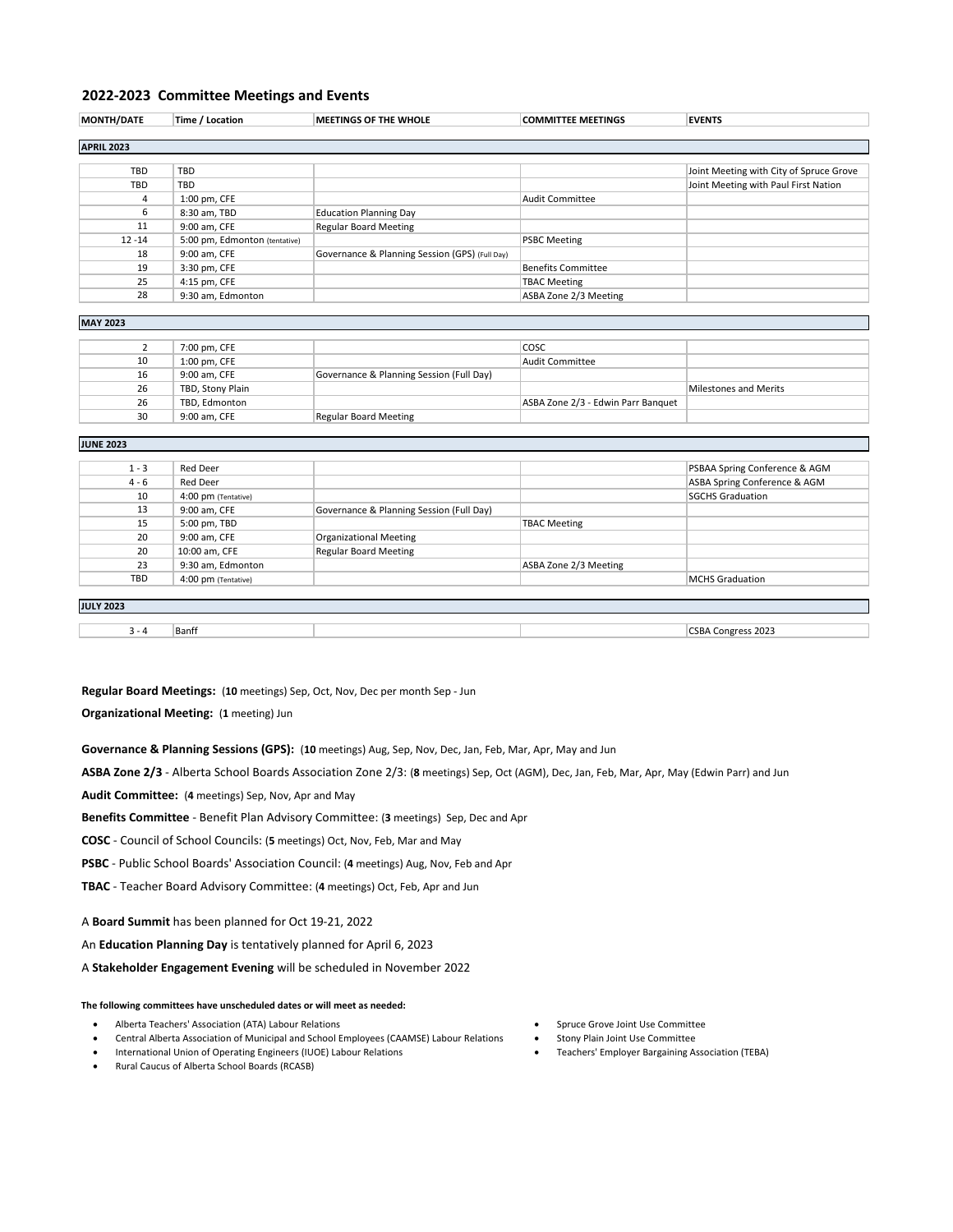## 2022-2023 Committee Meetings and Events

| MONTH/DATE | Time / Location | MEETINGS OF THE WHOLE | COMMITTEE MEETINGS | EVENTS |
|---|---|---|---|---|
| **APRIL 2023** | | | | |
| TBD | TBD | | | Joint Meeting with City of Spruce Grove |
| TBD | TBD | | | Joint Meeting with Paul First Nation |
| 4 | 1:00 pm, CFE | | Audit Committee | |
| 6 | 8:30 am, TBD | Education Planning Day | | |
| 11 | 9:00 am, CFE | Regular Board Meeting | | |
| 12 -14 | 5:00 pm, Edmonton (tentative) | | PSBC Meeting | |
| 18 | 9:00 am, CFE | Governance & Planning Session (GPS) (Full Day) | | |
| 19 | 3:30 pm, CFE | | Benefits Committee | |
| 25 | 4:15 pm, CFE | | TBAC Meeting | |
| 28 | 9:30 am, Edmonton | | ASBA Zone 2/3 Meeting | |
| **MAY 2023** | | | | |
| 2 | 7:00 pm, CFE | | COSC | |
| 10 | 1:00 pm, CFE | | Audit Committee | |
| 16 | 9:00 am, CFE | Governance & Planning Session (Full Day) | | |
| 26 | TBD, Stony Plain | | | Milestones and Merits |
| 26 | TBD, Edmonton | | ASBA Zone 2/3 - Edwin Parr Banquet | |
| 30 | 9:00 am, CFE | Regular Board Meeting | | |
| **JUNE 2023** | | | | |
| 1 - 3 | Red Deer | | | PSBAA Spring Conference & AGM |
| 4 - 6 | Red Deer | | | ASBA Spring Conference & AGM |
| 10 | 4:00 pm (Tentative) | | | SGCHS Graduation |
| 13 | 9:00 am, CFE | Governance & Planning Session (Full Day) | | |
| 15 | 5:00 pm, TBD | | TBAC Meeting | |
| 20 | 9:00 am, CFE | Organizational Meeting | | |
| 20 | 10:00 am, CFE | Regular Board Meeting | | |
| 23 | 9:30 am, Edmonton | | ASBA Zone 2/3 Meeting | |
| TBD | 4:00 pm (Tentative) | | | MCHS Graduation |
| **JULY 2023** | | | | |
| 3 - 4 | Banff | | | CSBA Congress 2023 |

**Regular Board Meetings:** (**10** meetings) Sep, Oct, Nov, Dec per month Sep - Jun

**Organizational Meeting:** (**1** meeting) Jun

**Governance & Planning Sessions (GPS):** (**10** meetings) Aug, Sep, Nov, Dec, Jan, Feb, Mar, Apr, May and Jun

**ASBA Zone 2/3** - Alberta School Boards Association Zone 2/3: (**8** meetings) Sep, Oct (AGM), Dec, Jan, Feb, Mar, Apr, May (Edwin Parr) and Jun

**Audit Committee:** (**4** meetings) Sep, Nov, Apr and May

**Benefits Committee** - Benefit Plan Advisory Committee: (**3** meetings) Sep, Dec and Apr

**COSC** - Council of School Councils: (**5** meetings) Oct, Nov, Feb, Mar and May

**PSBC** - Public School Boards' Association Council: (**4** meetings) Aug, Nov, Feb and Apr

**TBAC** - Teacher Board Advisory Committee: (**4** meetings) Oct, Feb, Apr and Jun

A **Board Summit** has been planned for Oct 19-21, 2022

An **Education Planning Day** is tentatively planned for April 6, 2023

A **Stakeholder Engagement Evening** will be scheduled in November 2022

**The following committees have unscheduled dates or will meet as needed:**

- Alberta Teachers' Association (ATA) Labour Relations
- Central Alberta Association of Municipal and School Employees (CAAMSE) Labour Relations
- International Union of Operating Engineers (IUOE) Labour Relations
- Rural Caucus of Alberta School Boards (RCASB)
- Spruce Grove Joint Use Committee
- Stony Plain Joint Use Committee
- Teachers' Employer Bargaining Association (TEBA)